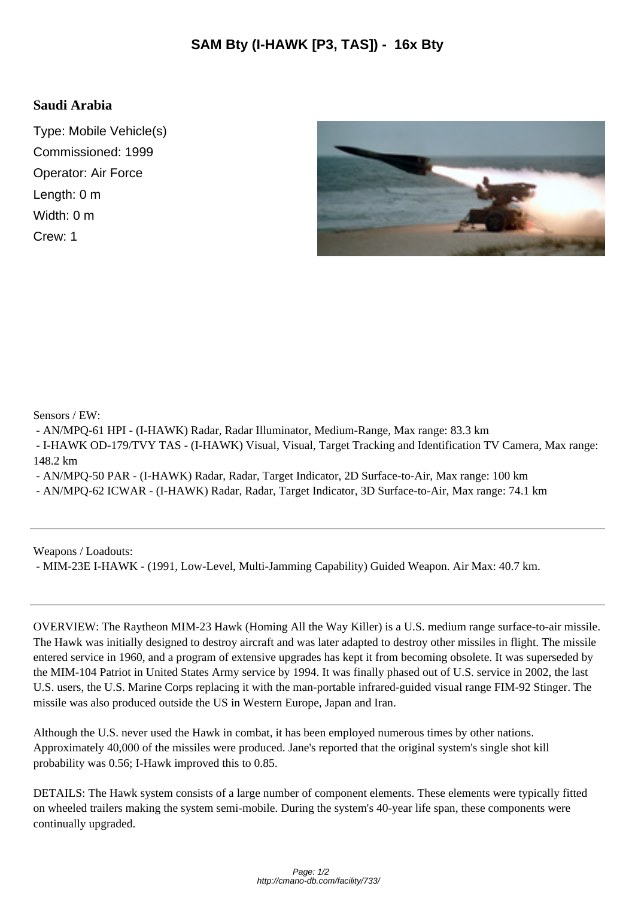# SAM Bty (I-HAWK [P3, TAS]) - 16x Bty

**Saudi Arabia**

Type: Mobile Vehicle(s)
Commissioned: 1999
Operator: Air Force
Length: 0 m
Width: 0 m
Crew: 1

Sensors / EW:

- AN/MPQ-61 HPI - (I-HAWK) Radar, Radar Illuminator, Medium-Range, Max range: 83.3 km
- I-HAWK OD-179/TVY TAS - (I-HAWK) Visual, Visual, Target Tracking and Identification TV Camera, Max range: 148.2 km
- AN/MPQ-50 PAR - (I-HAWK) Radar, Radar, Target Indicator, 2D Surface-to-Air, Max range: 100 km
- AN/MPQ-62 ICWAR - (I-HAWK) Radar, Radar, Target Indicator, 3D Surface-to-Air, Max range: 74.1 km

---

Weapons / Loadouts:

- MIM-23E I-HAWK - (1991, Low-Level, Multi-Jamming Capability) Guided Weapon. Air Max: 40.7 km.

---

OVERVIEW: The Raytheon MIM-23 Hawk (Homing All the Way Killer) is a U.S. medium range surface-to-air missile. The Hawk was initially designed to destroy aircraft and was later adapted to destroy other missiles in flight. The missile entered service in 1960, and a program of extensive upgrades has kept it from becoming obsolete. It was superseded by the MIM-104 Patriot in United States Army service by 1994. It was finally phased out of U.S. service in 2002, the last U.S. users, the U.S. Marine Corps replacing it with the man-portable infrared-guided visual range FIM-92 Stinger. The missile was also produced outside the US in Western Europe, Japan and Iran.

Although the U.S. never used the Hawk in combat, it has been employed numerous times by other nations. Approximately 40,000 of the missiles were produced. Jane's reported that the original system's single shot kill probability was 0.56; I-Hawk improved this to 0.85.

DETAILS: The Hawk system consists of a large number of component elements. These elements were typically fitted on wheeled trailers making the system semi-mobile. During the system's 40-year life span, these components were continually upgraded.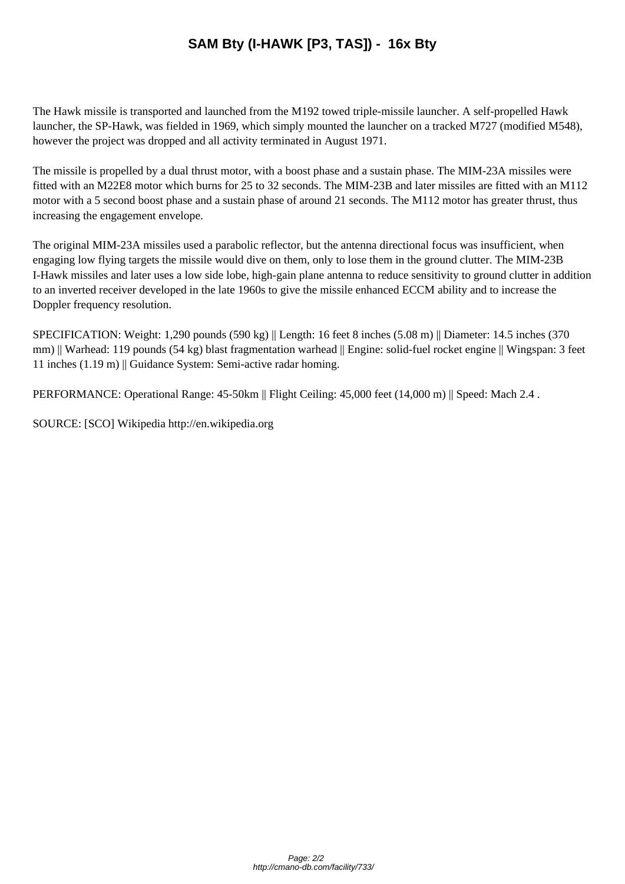# SAM Bty (I-HAWK [P3, TAS]) - 16x Bty

The Hawk missile is transported and launched from the M192 towed triple-missile launcher. A self-propelled Hawk launcher, the SP-Hawk, was fielded in 1969, which simply mounted the launcher on a tracked M727 (modified M548), however the project was dropped and all activity terminated in August 1971.

The missile is propelled by a dual thrust motor, with a boost phase and a sustain phase. The MIM-23A missiles were fitted with an M22E8 motor which burns for 25 to 32 seconds. The MIM-23B and later missiles are fitted with an M112 motor with a 5 second boost phase and a sustain phase of around 21 seconds. The M112 motor has greater thrust, thus increasing the engagement envelope.

The original MIM-23A missiles used a parabolic reflector, but the antenna directional focus was insufficient, when engaging low flying targets the missile would dive on them, only to lose them in the ground clutter. The MIM-23B I-Hawk missiles and later uses a low side lobe, high-gain plane antenna to reduce sensitivity to ground clutter in addition to an inverted receiver developed in the late 1960s to give the missile enhanced ECCM ability and to increase the Doppler frequency resolution.

SPECIFICATION: Weight: 1,290 pounds (590 kg) || Length: 16 feet 8 inches (5.08 m) || Diameter: 14.5 inches (370 mm) || Warhead: 119 pounds (54 kg) blast fragmentation warhead || Engine: solid-fuel rocket engine || Wingspan: 3 feet 11 inches (1.19 m) || Guidance System: Semi-active radar homing.

PERFORMANCE: Operational Range: 45-50km || Flight Ceiling: 45,000 feet (14,000 m) || Speed: Mach 2.4 .

SOURCE: [SCO] Wikipedia http://en.wikipedia.org